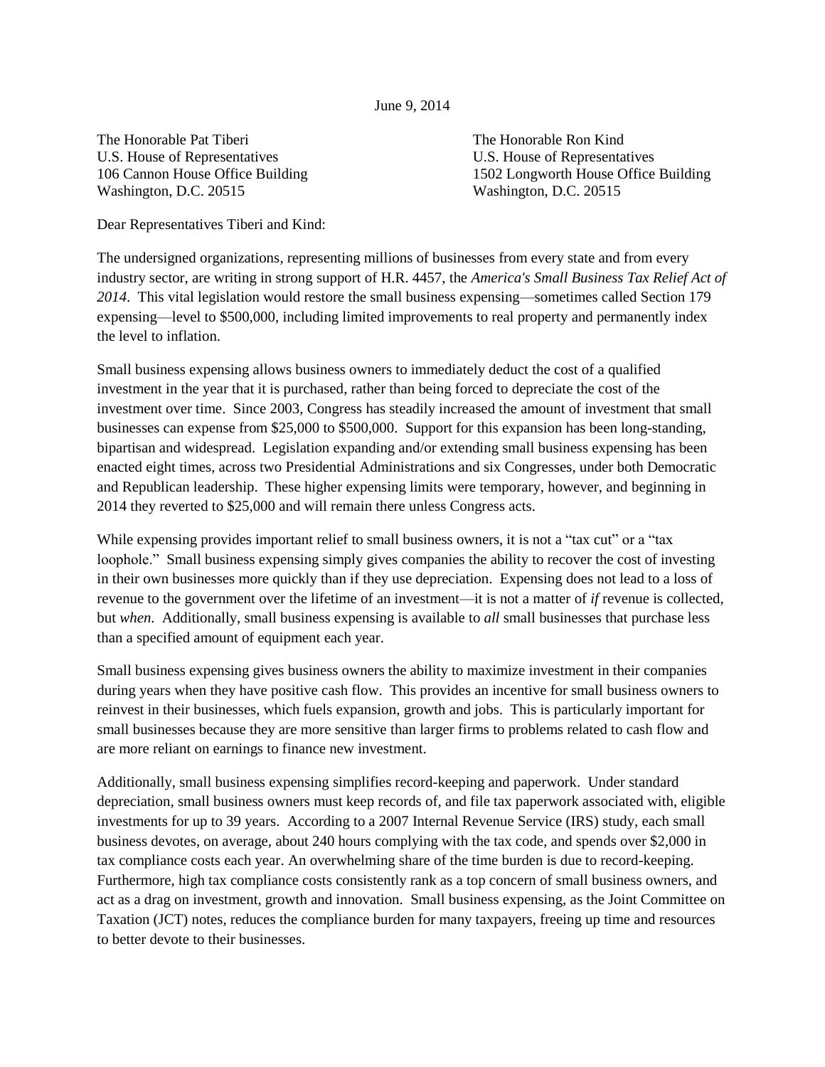June 9, 2014

The Honorable Pat Tiberi
U.S. House of Representatives
106 Cannon House Office Building
Washington, D.C. 20515

The Honorable Ron Kind
U.S. House of Representatives
1502 Longworth House Office Building
Washington, D.C. 20515

Dear Representatives Tiberi and Kind:

The undersigned organizations, representing millions of businesses from every state and from every industry sector, are writing in strong support of H.R. 4457, the *America's Small Business Tax Relief Act of 2014*. This vital legislation would restore the small business expensing—sometimes called Section 179 expensing—level to $500,000, including limited improvements to real property and permanently index the level to inflation.

Small business expensing allows business owners to immediately deduct the cost of a qualified investment in the year that it is purchased, rather than being forced to depreciate the cost of the investment over time. Since 2003, Congress has steadily increased the amount of investment that small businesses can expense from $25,000 to $500,000. Support for this expansion has been long-standing, bipartisan and widespread. Legislation expanding and/or extending small business expensing has been enacted eight times, across two Presidential Administrations and six Congresses, under both Democratic and Republican leadership. These higher expensing limits were temporary, however, and beginning in 2014 they reverted to $25,000 and will remain there unless Congress acts.

While expensing provides important relief to small business owners, it is not a "tax cut" or a "tax loophole." Small business expensing simply gives companies the ability to recover the cost of investing in their own businesses more quickly than if they use depreciation. Expensing does not lead to a loss of revenue to the government over the lifetime of an investment—it is not a matter of *if* revenue is collected, but *when*. Additionally, small business expensing is available to *all* small businesses that purchase less than a specified amount of equipment each year.

Small business expensing gives business owners the ability to maximize investment in their companies during years when they have positive cash flow. This provides an incentive for small business owners to reinvest in their businesses, which fuels expansion, growth and jobs. This is particularly important for small businesses because they are more sensitive than larger firms to problems related to cash flow and are more reliant on earnings to finance new investment.

Additionally, small business expensing simplifies record-keeping and paperwork. Under standard depreciation, small business owners must keep records of, and file tax paperwork associated with, eligible investments for up to 39 years. According to a 2007 Internal Revenue Service (IRS) study, each small business devotes, on average, about 240 hours complying with the tax code, and spends over $2,000 in tax compliance costs each year. An overwhelming share of the time burden is due to record-keeping. Furthermore, high tax compliance costs consistently rank as a top concern of small business owners, and act as a drag on investment, growth and innovation. Small business expensing, as the Joint Committee on Taxation (JCT) notes, reduces the compliance burden for many taxpayers, freeing up time and resources to better devote to their businesses.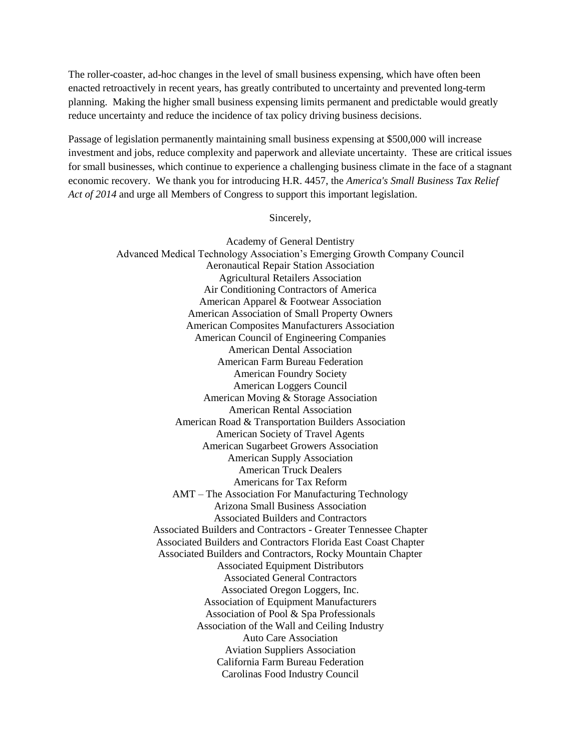The roller-coaster, ad-hoc changes in the level of small business expensing, which have often been enacted retroactively in recent years, has greatly contributed to uncertainty and prevented long-term planning. Making the higher small business expensing limits permanent and predictable would greatly reduce uncertainty and reduce the incidence of tax policy driving business decisions.

Passage of legislation permanently maintaining small business expensing at $500,000 will increase investment and jobs, reduce complexity and paperwork and alleviate uncertainty. These are critical issues for small businesses, which continue to experience a challenging business climate in the face of a stagnant economic recovery. We thank you for introducing H.R. 4457, the *America's Small Business Tax Relief Act of 2014* and urge all Members of Congress to support this important legislation.

Sincerely,

Academy of General Dentistry
Advanced Medical Technology Association's Emerging Growth Company Council
Aeronautical Repair Station Association
Agricultural Retailers Association
Air Conditioning Contractors of America
American Apparel & Footwear Association
American Association of Small Property Owners
American Composites Manufacturers Association
American Council of Engineering Companies
American Dental Association
American Farm Bureau Federation
American Foundry Society
American Loggers Council
American Moving & Storage Association
American Rental Association
American Road & Transportation Builders Association
American Society of Travel Agents
American Sugarbeet Growers Association
American Supply Association
American Truck Dealers
Americans for Tax Reform
AMT – The Association For Manufacturing Technology
Arizona Small Business Association
Associated Builders and Contractors
Associated Builders and Contractors - Greater Tennessee Chapter
Associated Builders and Contractors Florida East Coast Chapter
Associated Builders and Contractors, Rocky Mountain Chapter
Associated Equipment Distributors
Associated General Contractors
Associated Oregon Loggers, Inc.
Association of Equipment Manufacturers
Association of Pool & Spa Professionals
Association of the Wall and Ceiling Industry
Auto Care Association
Aviation Suppliers Association
California Farm Bureau Federation
Carolinas Food Industry Council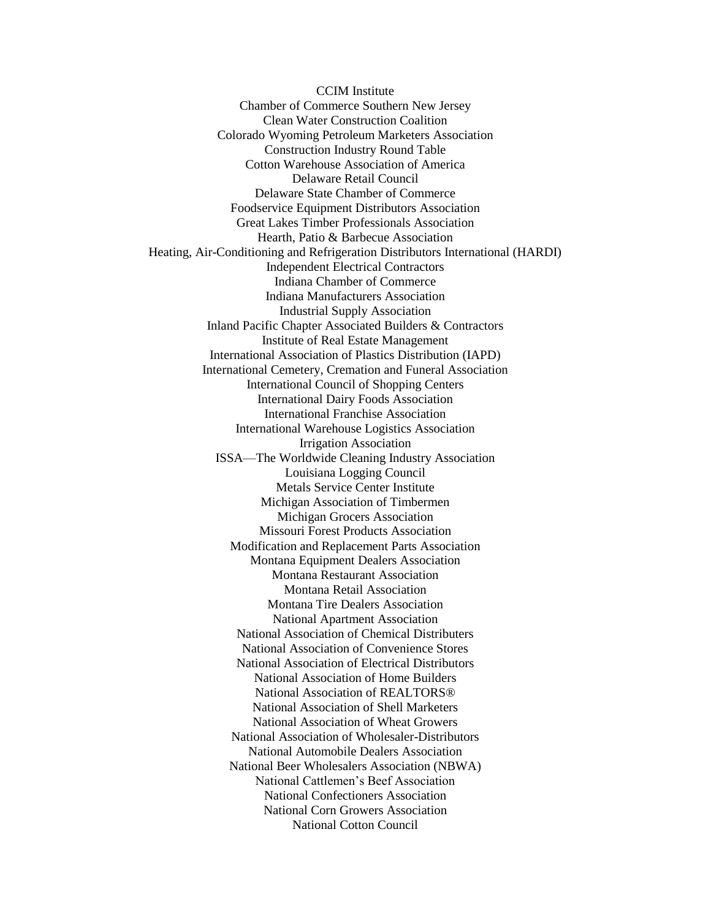CCIM Institute
Chamber of Commerce Southern New Jersey
Clean Water Construction Coalition
Colorado Wyoming Petroleum Marketers Association
Construction Industry Round Table
Cotton Warehouse Association of America
Delaware Retail Council
Delaware State Chamber of Commerce
Foodservice Equipment Distributors Association
Great Lakes Timber Professionals Association
Hearth, Patio & Barbecue Association
Heating, Air-Conditioning and Refrigeration Distributors International (HARDI)
Independent Electrical Contractors
Indiana Chamber of Commerce
Indiana Manufacturers Association
Industrial Supply Association
Inland Pacific Chapter Associated Builders & Contractors
Institute of Real Estate Management
International Association of Plastics Distribution (IAPD)
International Cemetery, Cremation and Funeral Association
International Council of Shopping Centers
International Dairy Foods Association
International Franchise Association
International Warehouse Logistics Association
Irrigation Association
ISSA—The Worldwide Cleaning Industry Association
Louisiana Logging Council
Metals Service Center Institute
Michigan Association of Timbermen
Michigan Grocers Association
Missouri Forest Products Association
Modification and Replacement Parts Association
Montana Equipment Dealers Association
Montana Restaurant Association
Montana Retail Association
Montana Tire Dealers Association
National Apartment Association
National Association of Chemical Distributers
National Association of Convenience Stores
National Association of Electrical Distributors
National Association of Home Builders
National Association of REALTORS®
National Association of Shell Marketers
National Association of Wheat Growers
National Association of Wholesaler-Distributors
National Automobile Dealers Association
National Beer Wholesalers Association (NBWA)
National Cattlemen's Beef Association
National Confectioners Association
National Corn Growers Association
National Cotton Council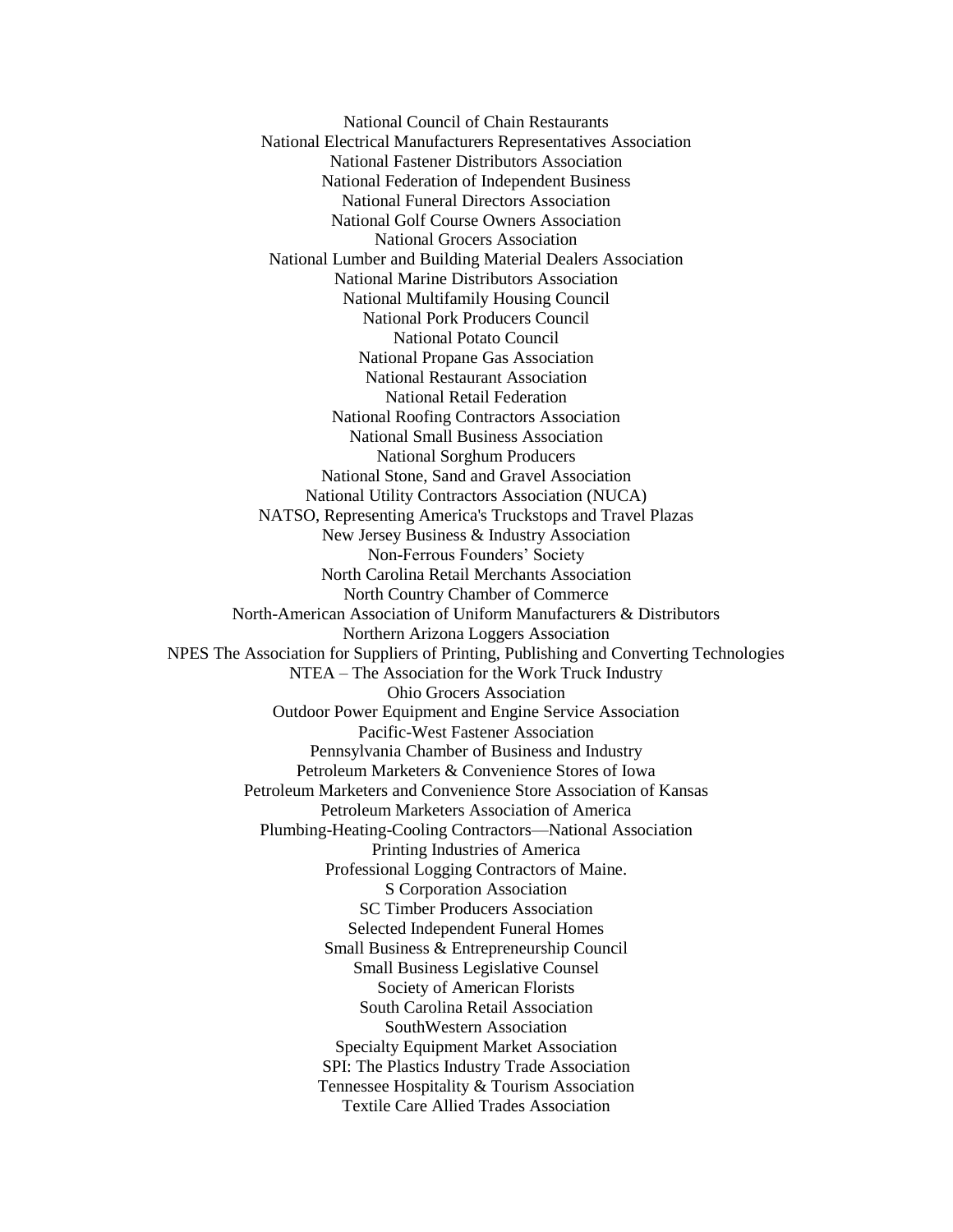National Council of Chain Restaurants
National Electrical Manufacturers Representatives Association
National Fastener Distributors Association
National Federation of Independent Business
National Funeral Directors Association
National Golf Course Owners Association
National Grocers Association
National Lumber and Building Material Dealers Association
National Marine Distributors Association
National Multifamily Housing Council
National Pork Producers Council
National Potato Council
National Propane Gas Association
National Restaurant Association
National Retail Federation
National Roofing Contractors Association
National Small Business Association
National Sorghum Producers
National Stone, Sand and Gravel Association
National Utility Contractors Association (NUCA)
NATSO, Representing America's Truckstops and Travel Plazas
New Jersey Business & Industry Association
Non-Ferrous Founders' Society
North Carolina Retail Merchants Association
North Country Chamber of Commerce
North-American Association of Uniform Manufacturers & Distributors
Northern Arizona Loggers Association
NPES The Association for Suppliers of Printing, Publishing and Converting Technologies
NTEA – The Association for the Work Truck Industry
Ohio Grocers Association
Outdoor Power Equipment and Engine Service Association
Pacific-West Fastener Association
Pennsylvania Chamber of Business and Industry
Petroleum Marketers & Convenience Stores of Iowa
Petroleum Marketers and Convenience Store Association of Kansas
Petroleum Marketers Association of America
Plumbing-Heating-Cooling Contractors—National Association
Printing Industries of America
Professional Logging Contractors of Maine.
S Corporation Association
SC Timber Producers Association
Selected Independent Funeral Homes
Small Business & Entrepreneurship Council
Small Business Legislative Counsel
Society of American Florists
South Carolina Retail Association
SouthWestern Association
Specialty Equipment Market Association
SPI: The Plastics Industry Trade Association
Tennessee Hospitality & Tourism Association
Textile Care Allied Trades Association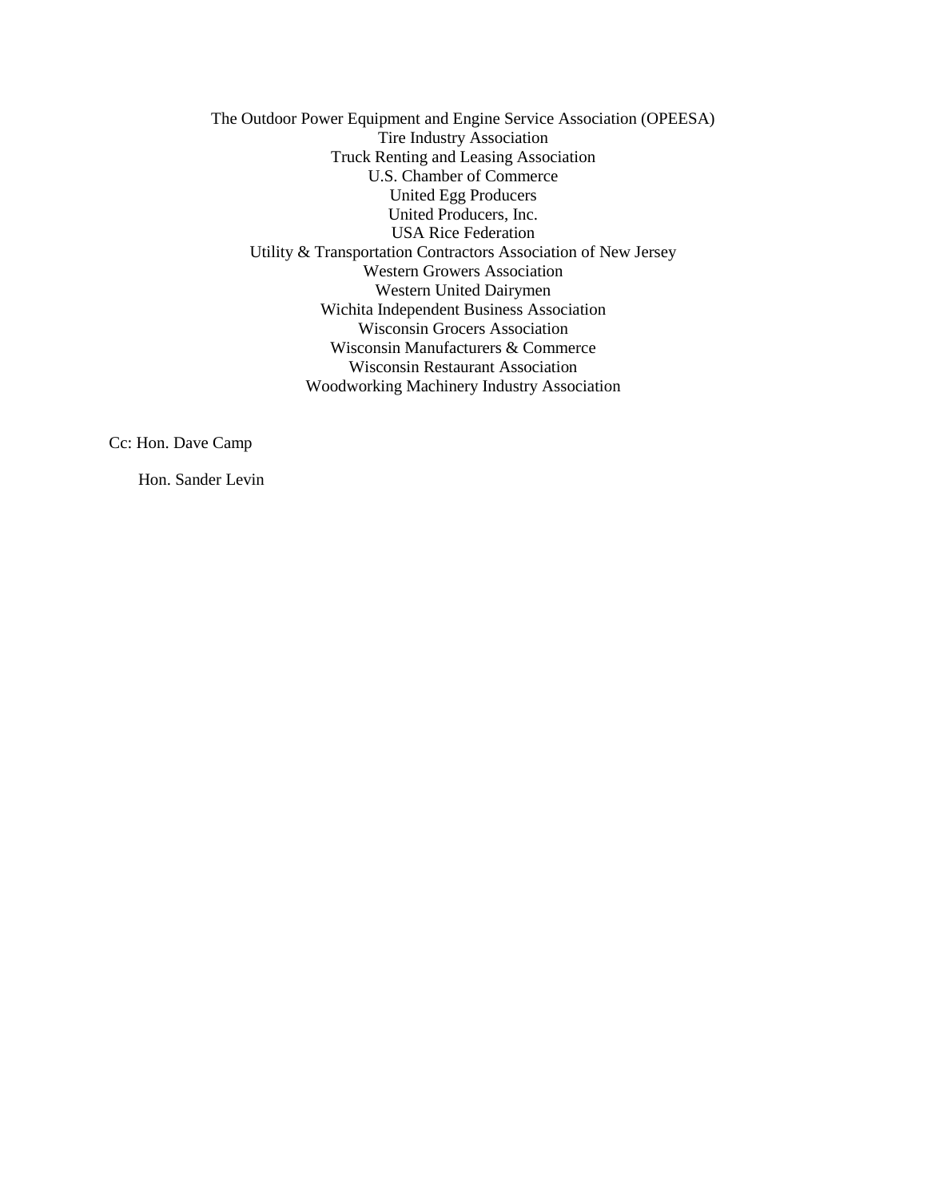The Outdoor Power Equipment and Engine Service Association (OPEESA)
Tire Industry Association
Truck Renting and Leasing Association
U.S. Chamber of Commerce
United Egg Producers
United Producers, Inc.
USA Rice Federation
Utility & Transportation Contractors Association of New Jersey
Western Growers Association
Western United Dairymen
Wichita Independent Business Association
Wisconsin Grocers Association
Wisconsin Manufacturers & Commerce
Wisconsin Restaurant Association
Woodworking Machinery Industry Association

Cc: Hon. Dave Camp

Hon. Sander Levin